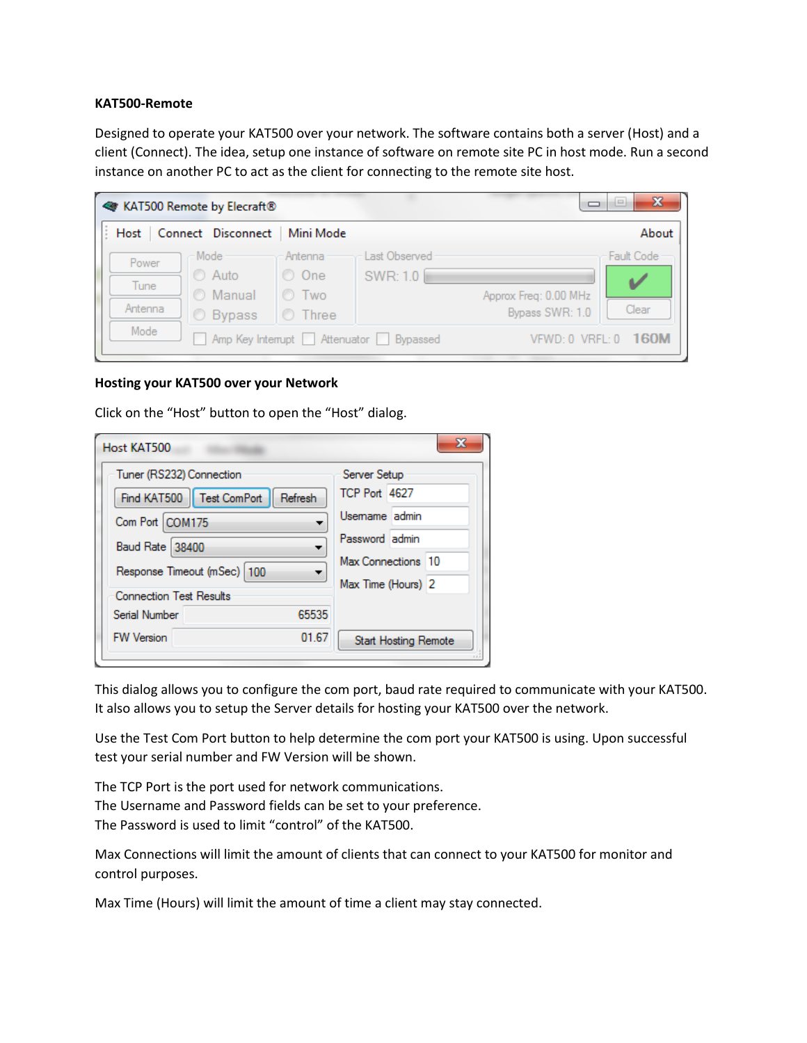**KAT500-Remote**

Designed to operate your KAT500 over your network. The software contains both a server (Host) and a client (Connect). The idea, setup one instance of software on remote site PC in host mode. Run a second instance on another PC to act as the client for connecting to the remote site host.

**Hosting your KAT500 over your Network**

Click on the "Host" button to open the "Host" dialog.

This dialog allows you to configure the com port, baud rate required to communicate with your KAT500. It also allows you to setup the Server details for hosting your KAT500 over the network.

Use the Test Com Port button to help determine the com port your KAT500 is using. Upon successful test your serial number and FW Version will be shown.

The TCP Port is the port used for network communications.
The Username and Password fields can be set to your preference.
The Password is used to limit "control" of the KAT500.

Max Connections will limit the amount of clients that can connect to your KAT500 for monitor and control purposes.

Max Time (Hours) will limit the amount of time a client may stay connected.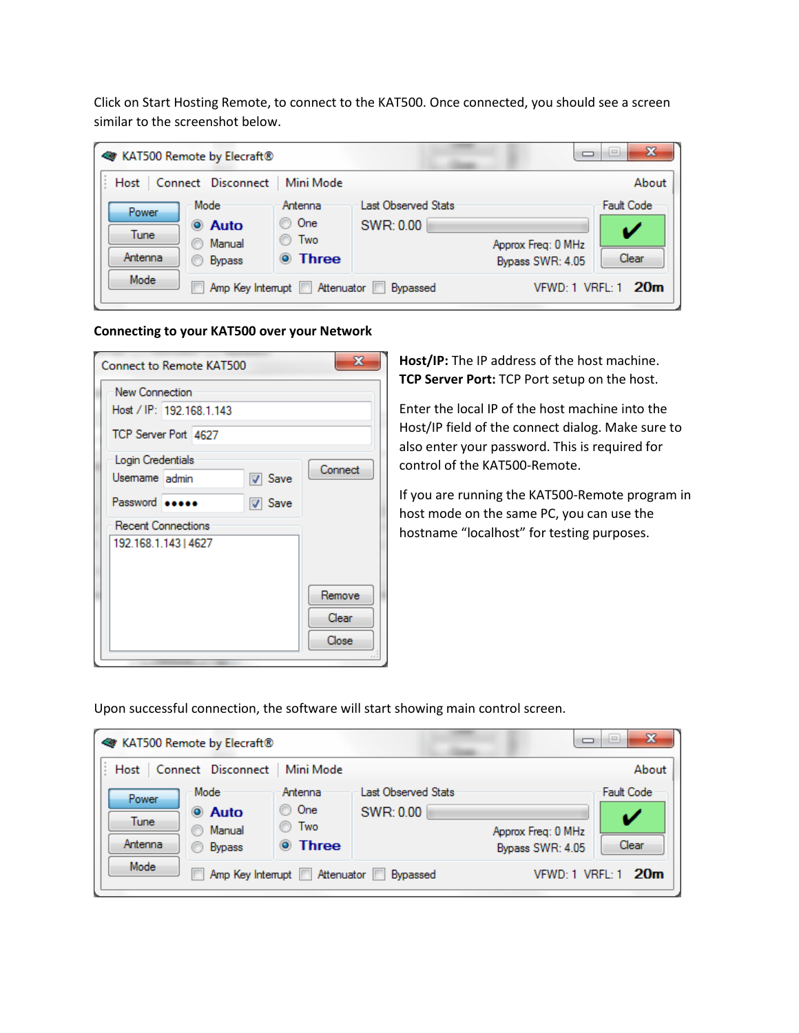Click on Start Hosting Remote, to connect to the KAT500. Once connected, you should see a screen similar to the screenshot below.

**Connecting to your KAT500 over your Network**

**Host/IP:** The IP address of the host machine.
**TCP Server Port:** TCP Port setup on the host.

Enter the local IP of the host machine into the Host/IP field of the connect dialog. Make sure to also enter your password. This is required for control of the KAT500-Remote.

If you are running the KAT500-Remote program in host mode on the same PC, you can use the hostname "localhost" for testing purposes.

Upon successful connection, the software will start showing main control screen.